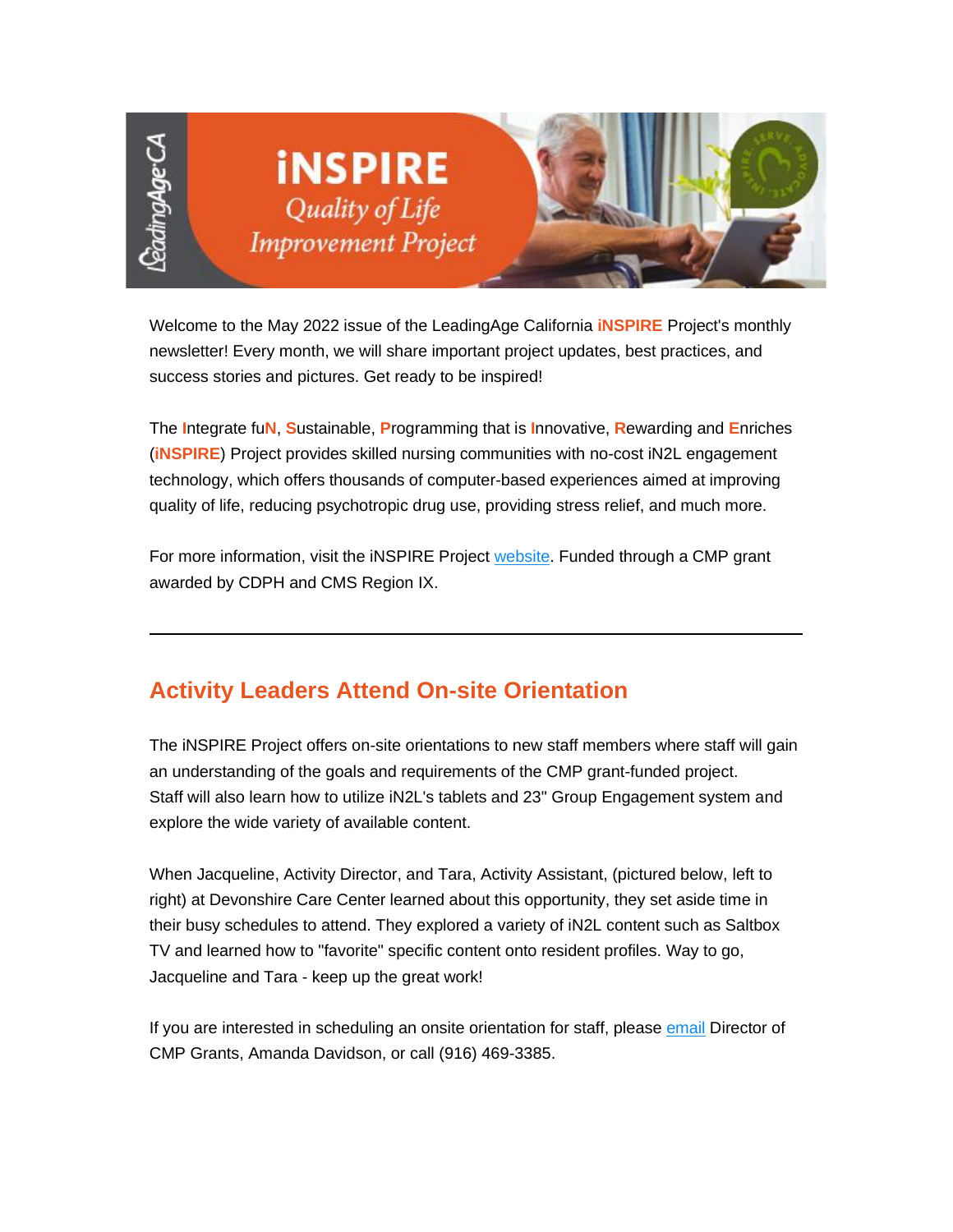Welcome to the May 2022 issue of the LeadingAge California **iNSPIRE** Project's monthly newsletter! Every month, we will share important project updates, best practices, and success stories and pictures. Get ready to be inspired!

The **I**ntegrate fu**N**, **S**ustainable, **P**rogramming that is **I**nnovative, **R**ewarding and **E**nriches (**iNSPIRE**) Project provides skilled nursing communities with no-cost iN2L engagement technology, which offers thousands of computer-based experiences aimed at improving quality of life, reducing psychotropic drug use, providing stress relief, and much more.

For more information, visit the iNSPIRE Project website. Funded through a CMP grant awarded by CDPH and CMS Region IX.

---

## Activity Leaders Attend On-site Orientation

The iNSPIRE Project offers on-site orientations to new staff members where staff will gain an understanding of the goals and requirements of the CMP grant-funded project. Staff will also learn how to utilize iN2L's tablets and 23" Group Engagement system and explore the wide variety of available content.

When Jacqueline, Activity Director, and Tara, Activity Assistant, (pictured below, left to right) at Devonshire Care Center learned about this opportunity, they set aside time in their busy schedules to attend. They explored a variety of iN2L content such as Saltbox TV and learned how to "favorite" specific content onto resident profiles. Way to go, Jacqueline and Tara - keep up the great work!

If you are interested in scheduling an onsite orientation for staff, please email Director of CMP Grants, Amanda Davidson, or call (916) 469-3385.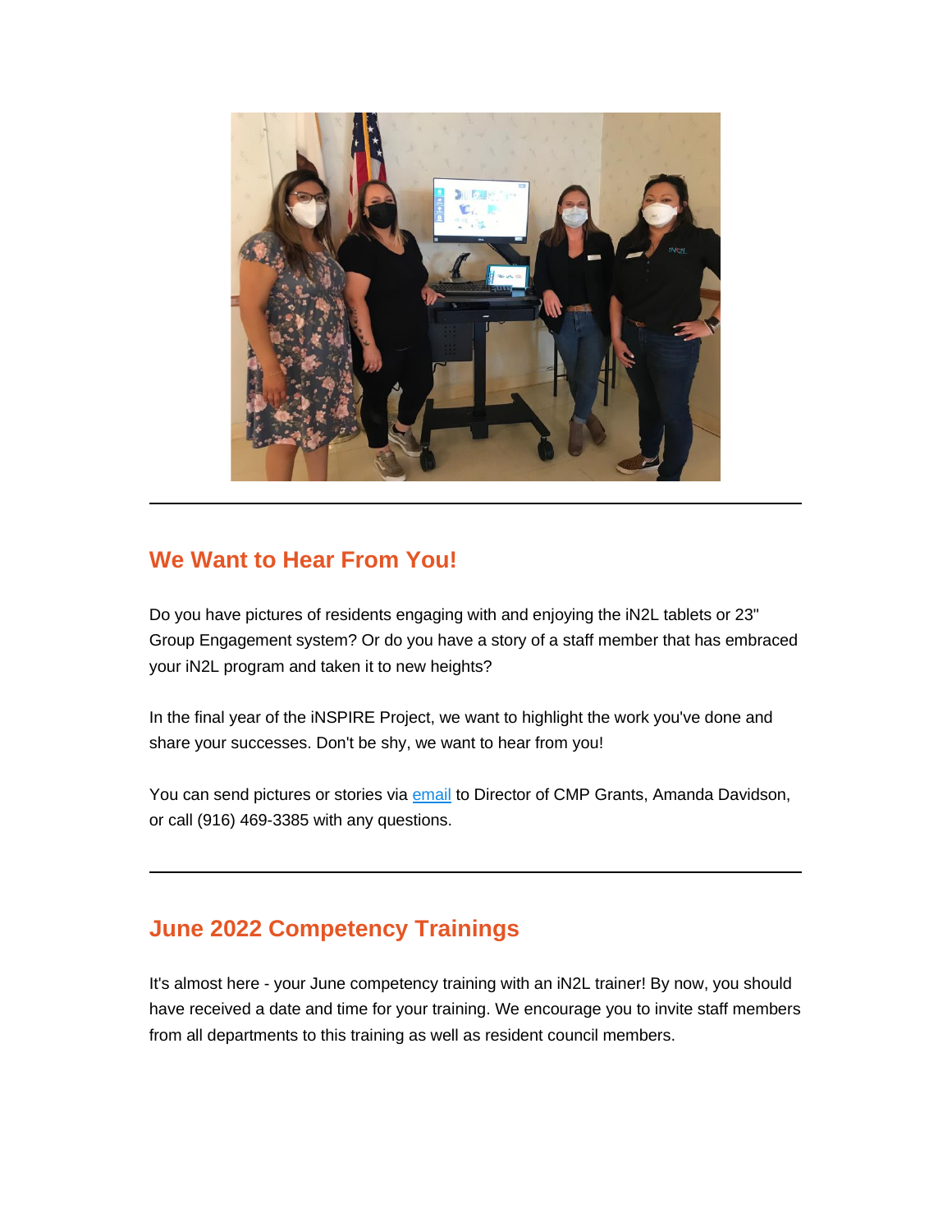## We Want to Hear From You!

Do you have pictures of residents engaging with and enjoying the iN2L tablets or 23" Group Engagement system? Or do you have a story of a staff member that has embraced your iN2L program and taken it to new heights?

In the final year of the iNSPIRE Project, we want to highlight the work you've done and share your successes. Don't be shy, we want to hear from you!

You can send pictures or stories via email to Director of CMP Grants, Amanda Davidson, or call (916) 469-3385 with any questions.

---

## June 2022 Competency Trainings

It's almost here - your June competency training with an iN2L trainer! By now, you should have received a date and time for your training. We encourage you to invite staff members from all departments to this training as well as resident council members.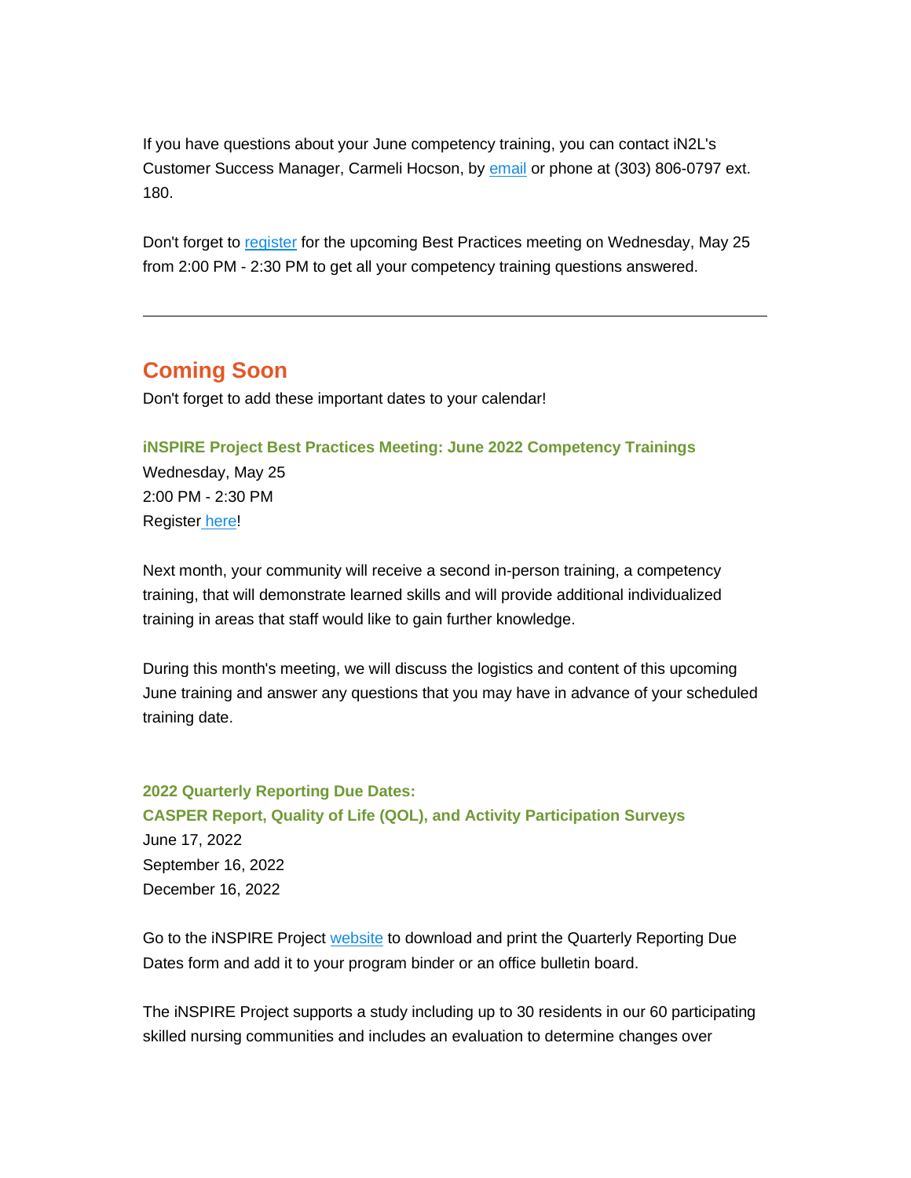If you have questions about your June competency training, you can contact iN2L's Customer Success Manager, Carmeli Hocson, by email or phone at (303) 806-0797 ext. 180.

Don't forget to register for the upcoming Best Practices meeting on Wednesday, May 25 from 2:00 PM - 2:30 PM to get all your competency training questions answered.

---

## Coming Soon

Don't forget to add these important dates to your calendar!

**iNSPIRE Project Best Practices Meeting: June 2022 Competency Trainings**
Wednesday, May 25
2:00 PM - 2:30 PM
Register here!

Next month, your community will receive a second in-person training, a competency training, that will demonstrate learned skills and will provide additional individualized training in areas that staff would like to gain further knowledge.

During this month's meeting, we will discuss the logistics and content of this upcoming June training and answer any questions that you may have in advance of your scheduled training date.

**2022 Quarterly Reporting Due Dates:**
**CASPER Report, Quality of Life (QOL), and Activity Participation Surveys**
June 17, 2022
September 16, 2022
December 16, 2022

Go to the iNSPIRE Project website to download and print the Quarterly Reporting Due Dates form and add it to your program binder or an office bulletin board.

The iNSPIRE Project supports a study including up to 30 residents in our 60 participating skilled nursing communities and includes an evaluation to determine changes over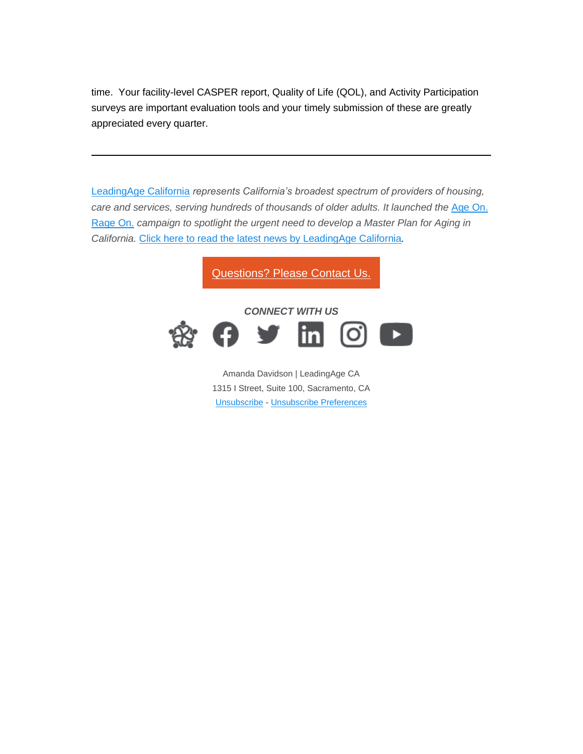time.  Your facility-level CASPER report, Quality of Life (QOL), and Activity Participation surveys are important evaluation tools and your timely submission of these are greatly appreciated every quarter.

---

LeadingAge California *represents California's broadest spectrum of providers of housing, care and services, serving hundreds of thousands of older adults. It launched the* Age On. Rage On. *campaign to spotlight the urgent need to develop a Master Plan for Aging in California.* Click here to read the latest news by LeadingAge California*.*

Questions? Please Contact Us.

***CONNECT WITH US***

Amanda Davidson | LeadingAge CA
1315 I Street, Suite 100, Sacramento, CA
Unsubscribe - Unsubscribe Preferences